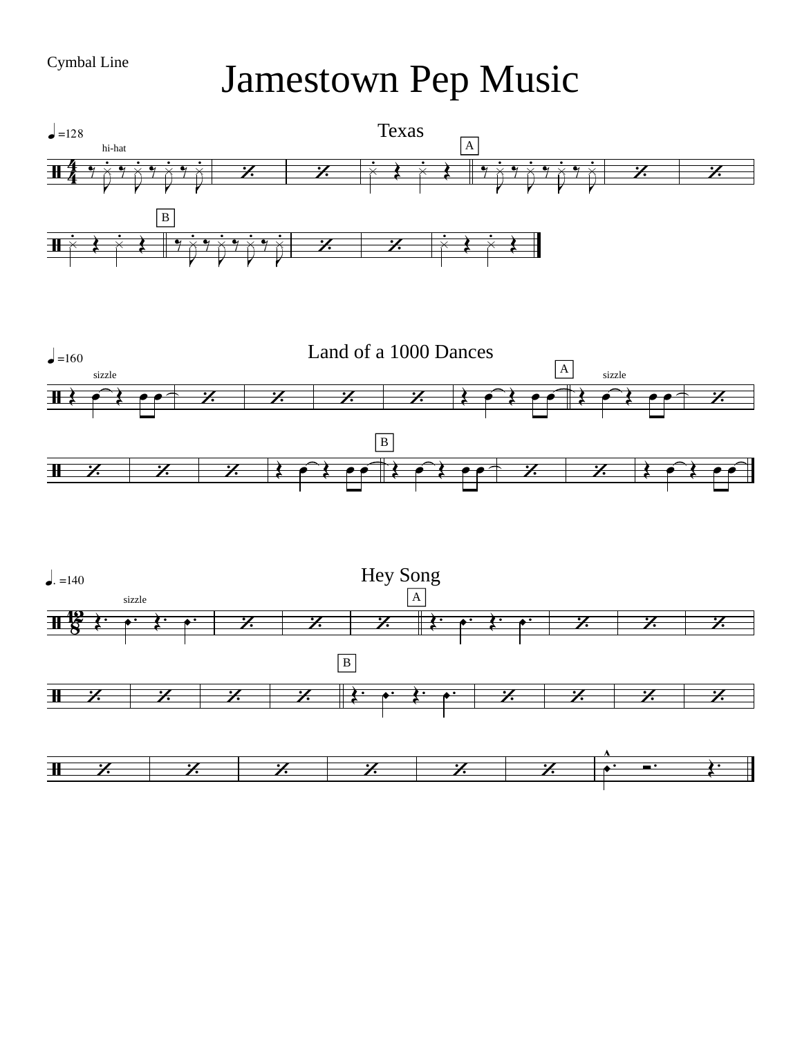Cymbal Line

# Jamestown Pep Music

## Texas

♩=128

hi-hat

A

B

## Land of a 1000 Dances

♩=160

sizzle

A

sizzle

B

## Hey Song

♩. =140

sizzle

A

B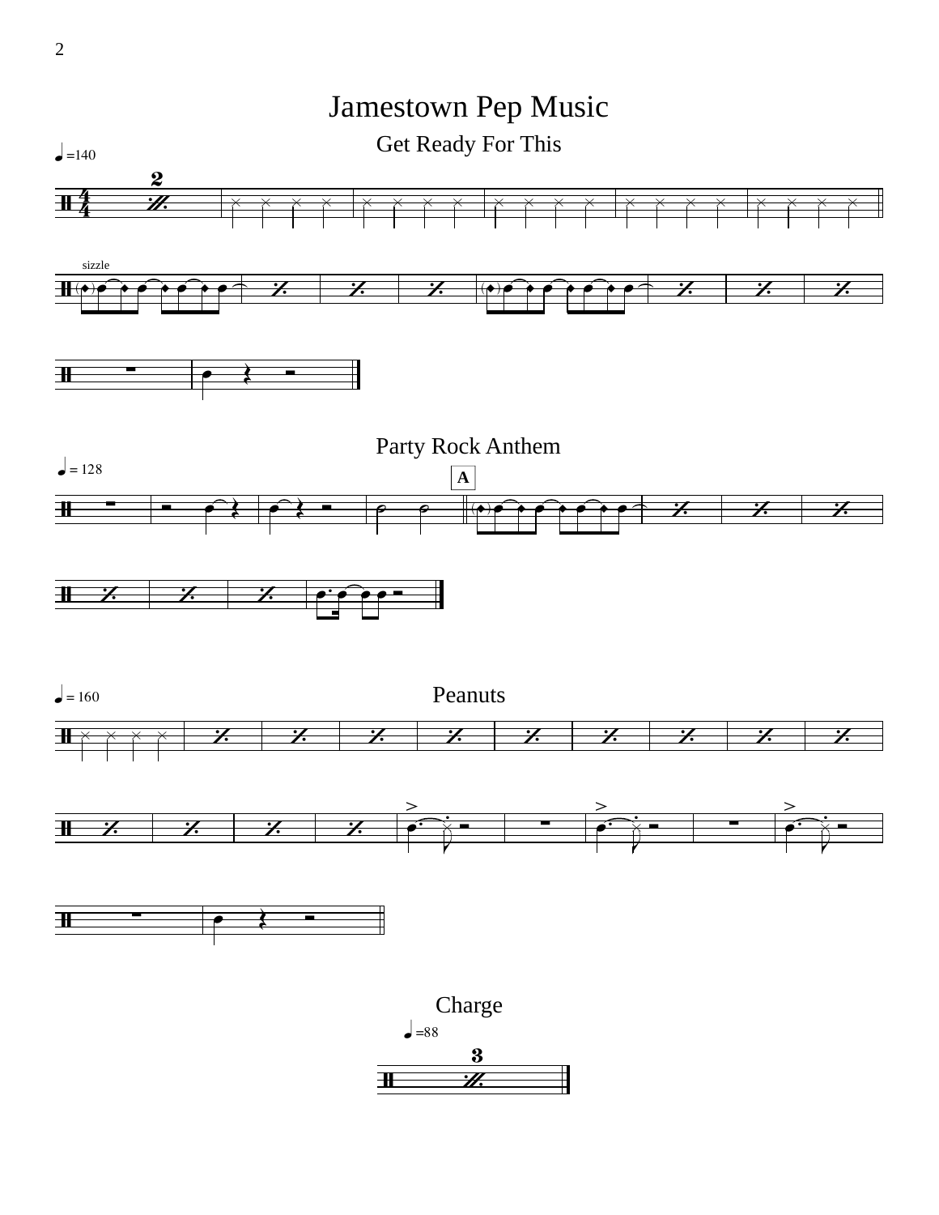# Jamestown Pep Music

## Get Ready For This

♩=140

sizzle

## Party Rock Anthem

♩ = 128

A

## Peanuts

♩ = 160

## Charge

♩=88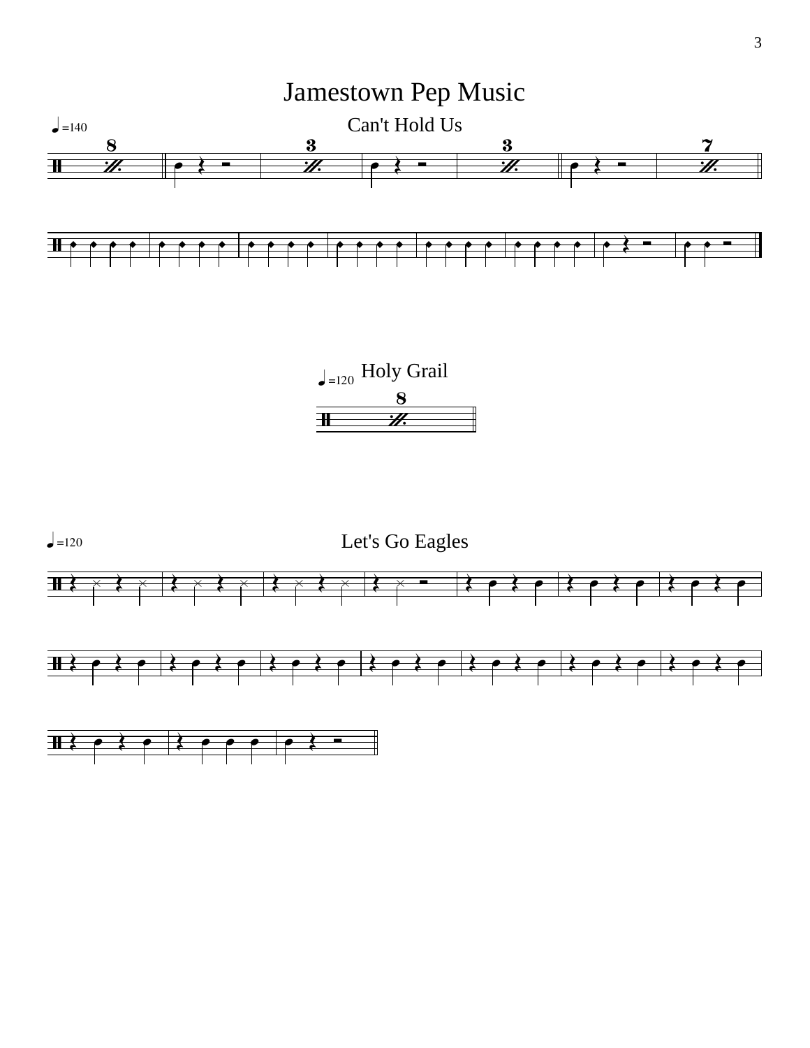# Jamestown Pep Music

## Can't Hold Us

♩=140

## Holy Grail

♩=120

## Let's Go Eagles

♩=120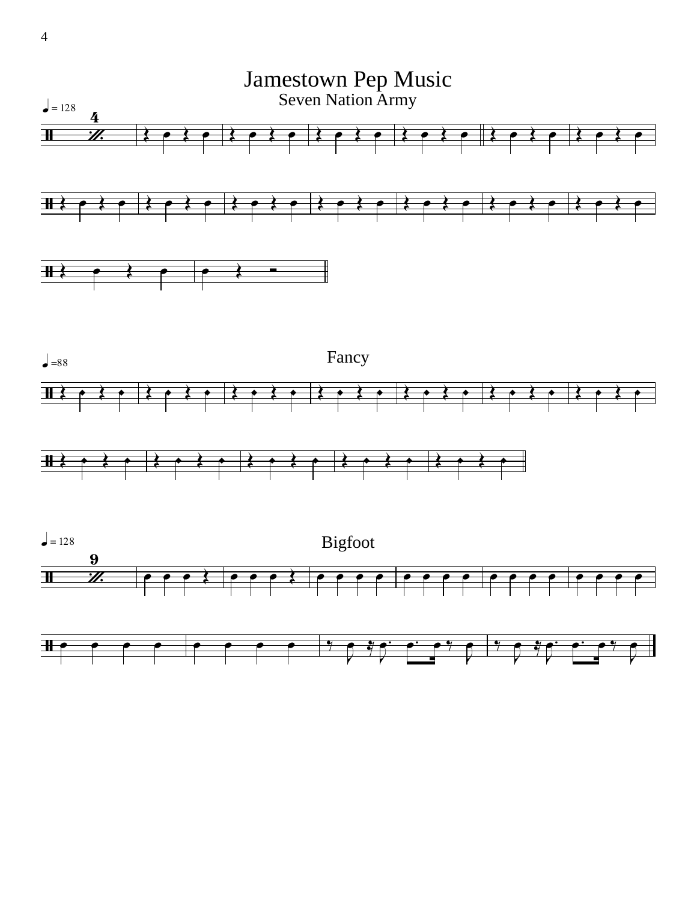# Jamestown Pep Music

## Seven Nation Army

♩ = 128

## Fancy

♩ =88

## Bigfoot

♩ = 128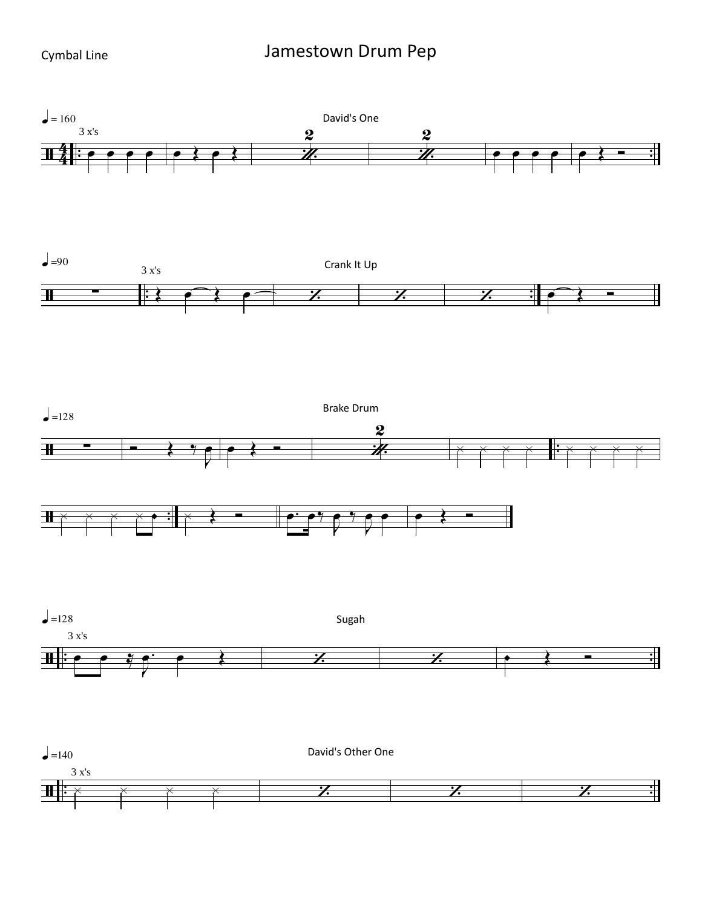Cymbal Line

# Jamestown Drum Pep

♩ = 160

3 x's

David's One

♩ =90

3 x's

Crank It Up

♩ =128

Brake Drum

♩ =128

3 x's

Sugah

♩ =140

3 x's

David's Other One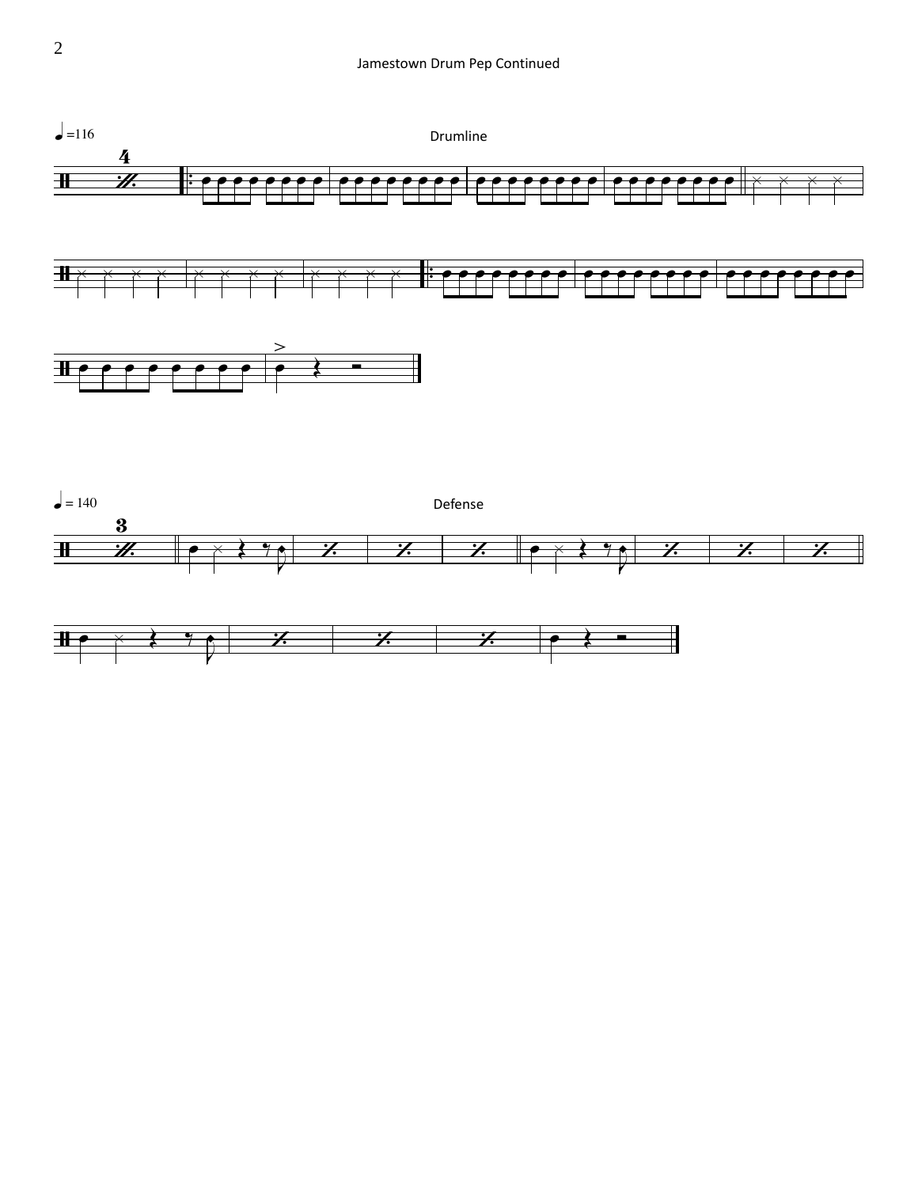Jamestown Drum Pep Continued

♩ =116

Drumline

♩ = 140

Defense